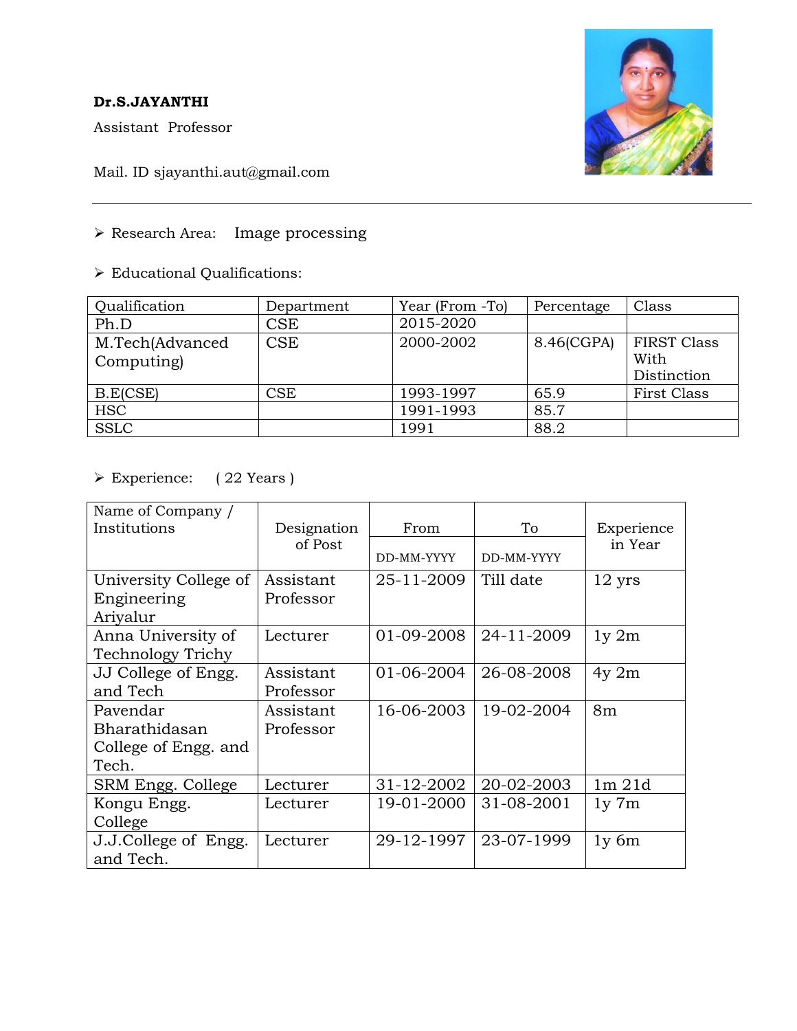**Dr.S.JAYANTHI**

Assistant Professor

Mail. ID sjayanthi.aut@gmail.com

---

- Research Area: Image processing

- Educational Qualifications:

| Qualification | Department | Year (From -To) | Percentage | Class |
|---|---|---|---|---|
| Ph.D | CSE | 2015-2020 | | |
| M.Tech(Advanced Computing) | CSE | 2000-2002 | 8.46(CGPA) | FIRST Class With Distinction |
| B.E(CSE) | CSE | 1993-1997 | 65.9 | First Class |
| HSC | | 1991-1993 | 85.7 | |
| SSLC | | 1991 | 88.2 | |

- Experience: ( 22 Years )

| Name of Company / Institutions | Designation of Post | From | To | Experience in Year |
|---|---|---|---|---|
| | | DD-MM-YYYY | DD-MM-YYYY | |
| University College of Engineering Ariyalur | Assistant Professor | 25-11-2009 | Till date | 12 yrs |
| Anna University of Technology Trichy | Lecturer | 01-09-2008 | 24-11-2009 | 1y 2m |
| JJ College of Engg. and Tech | Assistant Professor | 01-06-2004 | 26-08-2008 | 4y 2m |
| Pavendar Bharathidasan College of Engg. and Tech. | Assistant Professor | 16-06-2003 | 19-02-2004 | 8m |
| SRM Engg. College | Lecturer | 31-12-2002 | 20-02-2003 | 1m 21d |
| Kongu Engg. College | Lecturer | 19-01-2000 | 31-08-2001 | 1y 7m |
| J.J.College of Engg. and Tech. | Lecturer | 29-12-1997 | 23-07-1999 | 1y 6m |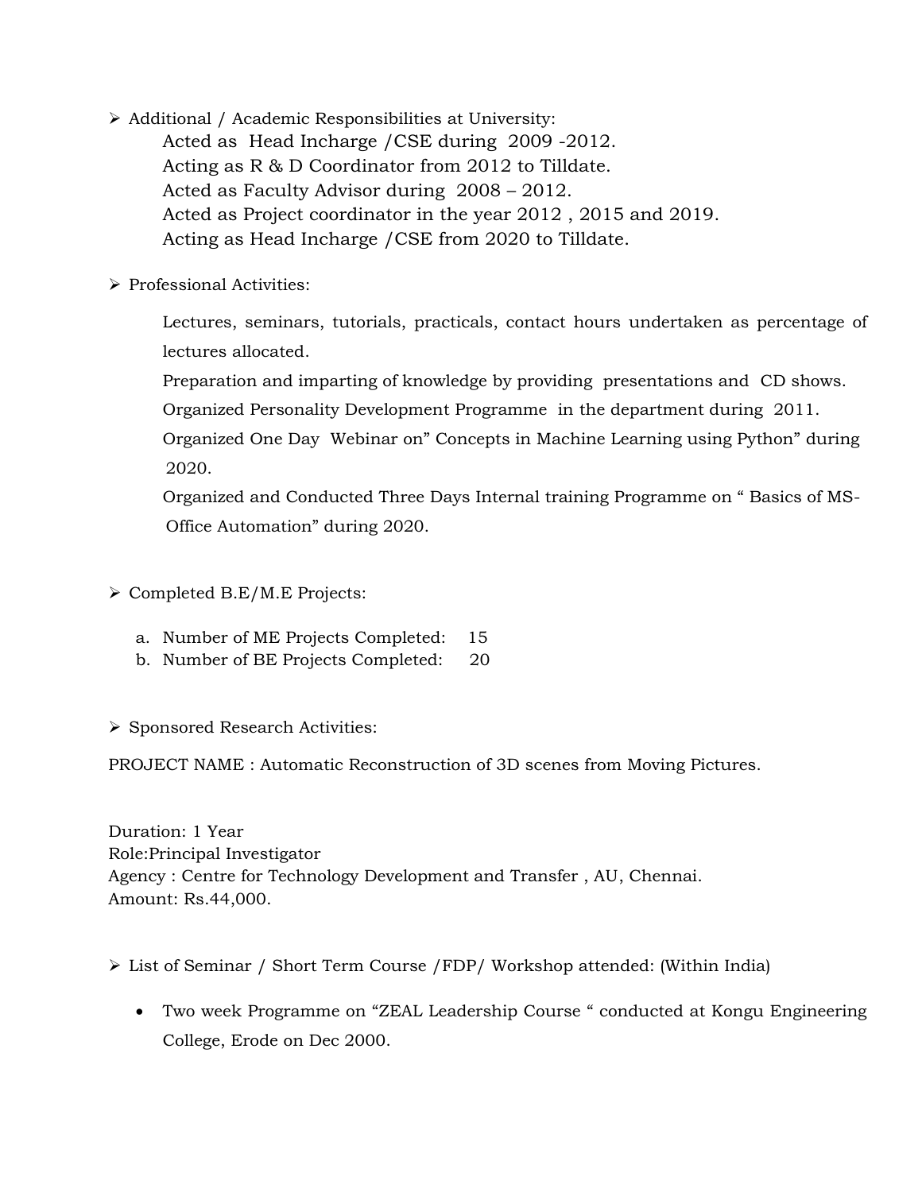- Additional / Academic Responsibilities at University:

  Acted as Head Incharge /CSE during 2009 -2012.
  Acting as R & D Coordinator from 2012 to Tilldate.
  Acted as Faculty Advisor during 2008 – 2012.
  Acted as Project coordinator in the year 2012 , 2015 and 2019.
  Acting as Head Incharge /CSE from 2020 to Tilldate.

- Professional Activities:

  Lectures, seminars, tutorials, practicals, contact hours undertaken as percentage of lectures allocated.
  Preparation and imparting of knowledge by providing presentations and CD shows.
  Organized Personality Development Programme in the department during 2011.
  Organized One Day Webinar on" Concepts in Machine Learning using Python" during 2020.
  Organized and Conducted Three Days Internal training Programme on " Basics of MS-Office Automation" during 2020.

- Completed B.E/M.E Projects:

  a. Number of ME Projects Completed: 15
  b. Number of BE Projects Completed: 20

- Sponsored Research Activities:

PROJECT NAME : Automatic Reconstruction of 3D scenes from Moving Pictures.

Duration: 1 Year
Role:Principal Investigator
Agency : Centre for Technology Development and Transfer , AU, Chennai.
Amount: Rs.44,000.

- List of Seminar / Short Term Course /FDP/ Workshop attended: (Within India)

  - Two week Programme on "ZEAL Leadership Course " conducted at Kongu Engineering College, Erode on Dec 2000.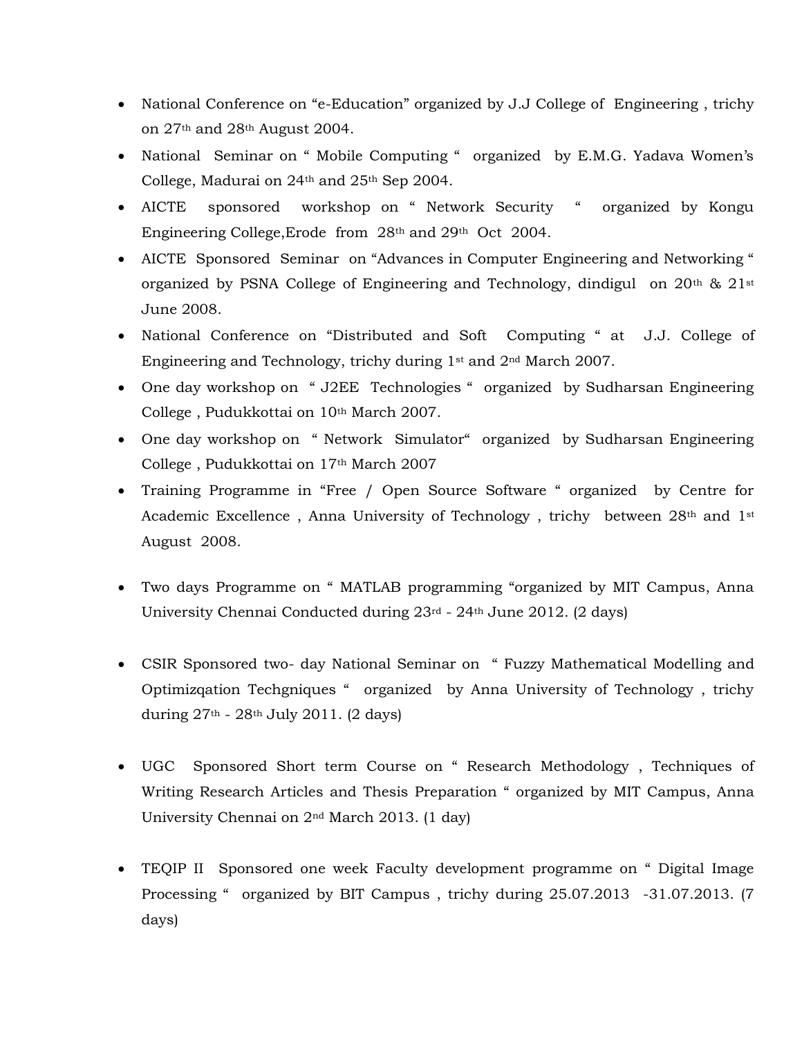- National Conference on "e-Education" organized by J.J College of Engineering , trichy on 27th and 28th August 2004.
- National Seminar on " Mobile Computing " organized by E.M.G. Yadava Women's College, Madurai on 24th and 25th Sep 2004.
- AICTE sponsored workshop on " Network Security " organized by Kongu Engineering College,Erode from 28th and 29th Oct 2004.
- AICTE Sponsored Seminar on "Advances in Computer Engineering and Networking " organized by PSNA College of Engineering and Technology, dindigul on 20th & 21st June 2008.
- National Conference on "Distributed and Soft Computing " at J.J. College of Engineering and Technology, trichy during 1st and 2nd March 2007.
- One day workshop on " J2EE Technologies " organized by Sudharsan Engineering College , Pudukkottai on 10th March 2007.
- One day workshop on " Network Simulator" organized by Sudharsan Engineering College , Pudukkottai on 17th March 2007
- Training Programme in "Free / Open Source Software " organized by Centre for Academic Excellence , Anna University of Technology , trichy between 28th and 1st August 2008.
- Two days Programme on " MATLAB programming "organized by MIT Campus, Anna University Chennai Conducted during 23rd - 24th June 2012. (2 days)
- CSIR Sponsored two- day National Seminar on " Fuzzy Mathematical Modelling and Optimizqation Techgniques " organized by Anna University of Technology , trichy during 27th - 28th July 2011. (2 days)
- UGC Sponsored Short term Course on " Research Methodology , Techniques of Writing Research Articles and Thesis Preparation " organized by MIT Campus, Anna University Chennai on 2nd March 2013. (1 day)
- TEQIP II Sponsored one week Faculty development programme on " Digital Image Processing " organized by BIT Campus , trichy during 25.07.2013 -31.07.2013. (7 days)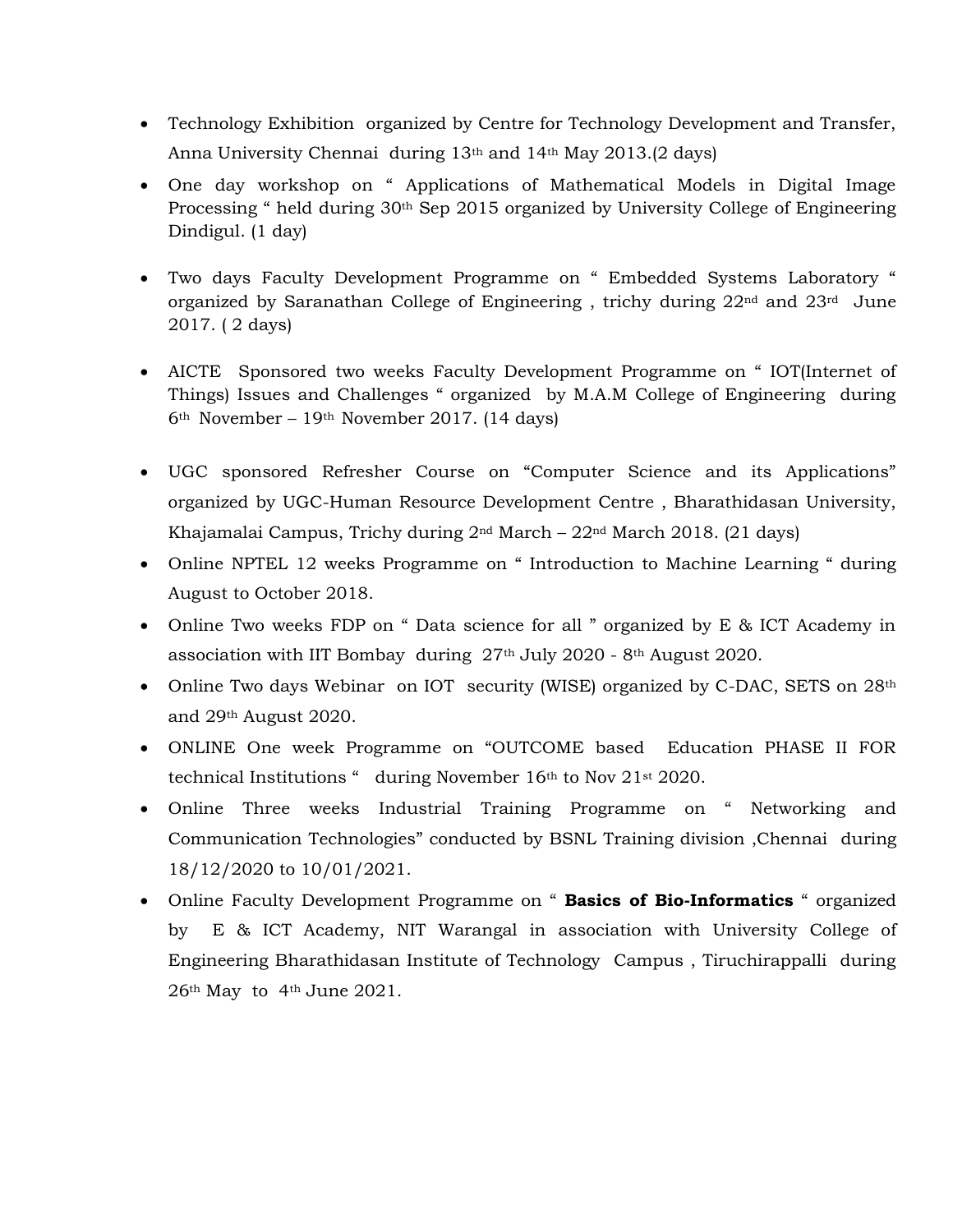- Technology Exhibition organized by Centre for Technology Development and Transfer, Anna University Chennai during 13th and 14th May 2013.(2 days)
- One day workshop on " Applications of Mathematical Models in Digital Image Processing " held during 30th Sep 2015 organized by University College of Engineering Dindigul. (1 day)
- Two days Faculty Development Programme on " Embedded Systems Laboratory " organized by Saranathan College of Engineering , trichy during 22nd and 23rd June 2017. ( 2 days)
- AICTE Sponsored two weeks Faculty Development Programme on " IOT(Internet of Things) Issues and Challenges " organized by M.A.M College of Engineering during 6th November – 19th November 2017. (14 days)
- UGC sponsored Refresher Course on "Computer Science and its Applications" organized by UGC-Human Resource Development Centre , Bharathidasan University, Khajamalai Campus, Trichy during 2nd March – 22nd March 2018. (21 days)
- Online NPTEL 12 weeks Programme on " Introduction to Machine Learning " during August to October 2018.
- Online Two weeks FDP on " Data science for all " organized by E & ICT Academy in association with IIT Bombay during 27th July 2020 - 8th August 2020.
- Online Two days Webinar on IOT security (WISE) organized by C-DAC, SETS on 28th and 29th August 2020.
- ONLINE One week Programme on "OUTCOME based Education PHASE II FOR technical Institutions " during November 16th to Nov 21st 2020.
- Online Three weeks Industrial Training Programme on " Networking and Communication Technologies" conducted by BSNL Training division ,Chennai during 18/12/2020 to 10/01/2021.
- Online Faculty Development Programme on " **Basics of Bio-Informatics** " organized by E & ICT Academy, NIT Warangal in association with University College of Engineering Bharathidasan Institute of Technology Campus , Tiruchirappalli during 26th May to 4th June 2021.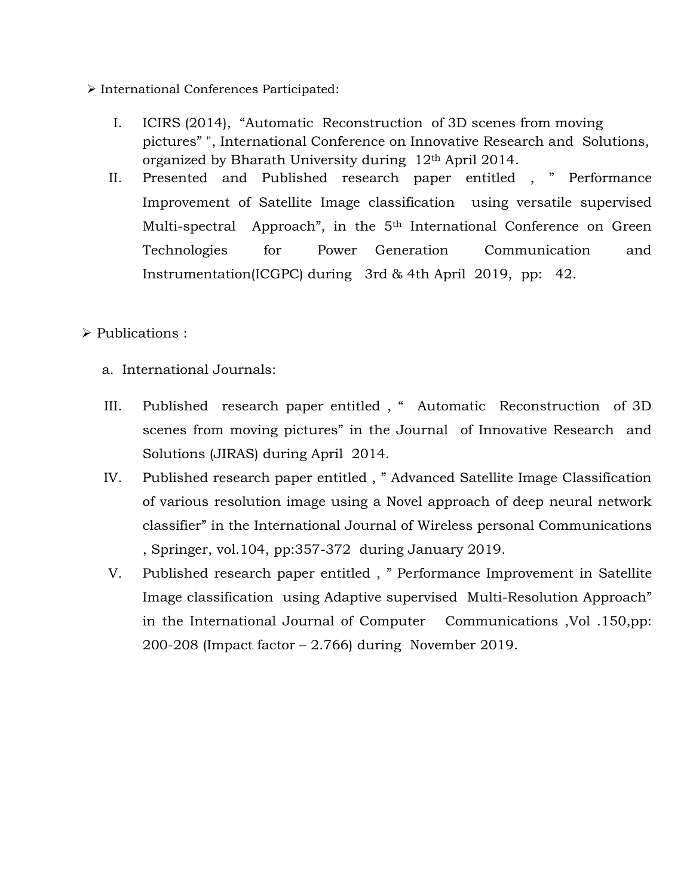- International Conferences Participated:

  I. ICIRS (2014), "Automatic Reconstruction of 3D scenes from moving pictures" ", International Conference on Innovative Research and Solutions, organized by Bharath University during 12th April 2014.
  II. Presented and Published research paper entitled , " Performance Improvement of Satellite Image classification using versatile supervised Multi-spectral Approach", in the 5th International Conference on Green Technologies for Power Generation Communication and Instrumentation(ICGPC) during 3rd & 4th April 2019, pp: 42.

- Publications :

  a. International Journals:

  III. Published research paper entitled , " Automatic Reconstruction of 3D scenes from moving pictures" in the Journal of Innovative Research and Solutions (JIRAS) during April 2014.
  IV. Published research paper entitled , " Advanced Satellite Image Classification of various resolution image using a Novel approach of deep neural network classifier" in the International Journal of Wireless personal Communications , Springer, vol.104, pp:357-372 during January 2019.
  V. Published research paper entitled , " Performance Improvement in Satellite Image classification using Adaptive supervised Multi-Resolution Approach" in the International Journal of Computer Communications ,Vol .150,pp: 200-208 (Impact factor – 2.766) during November 2019.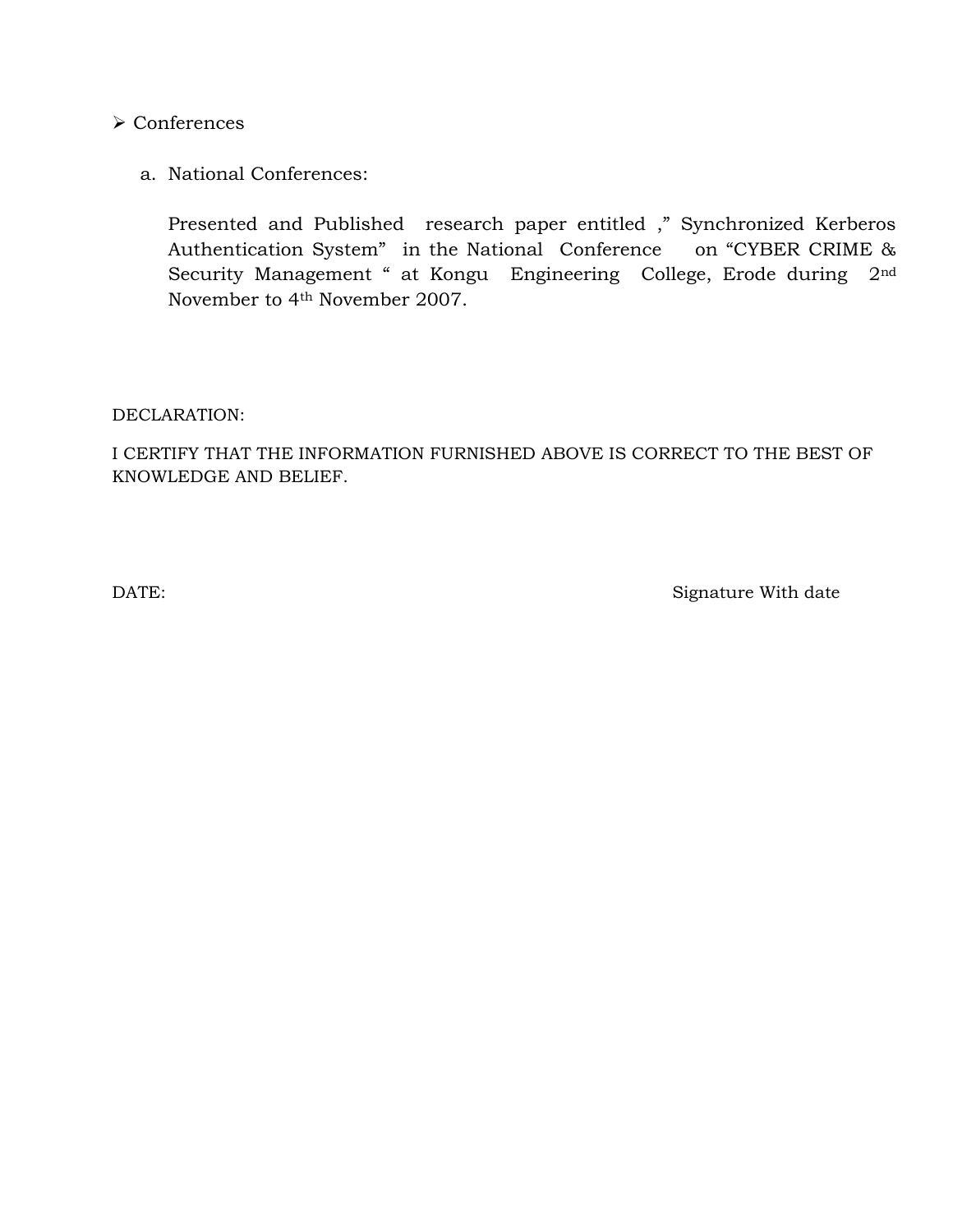- Conferences

  a. National Conferences:

     Presented and Published research paper entitled ," Synchronized Kerberos Authentication System" in the National Conference on "CYBER CRIME & Security Management " at Kongu Engineering College, Erode during 2nd November to 4th November 2007.

DECLARATION:

I CERTIFY THAT THE INFORMATION FURNISHED ABOVE IS CORRECT TO THE BEST OF KNOWLEDGE AND BELIEF.

DATE: Signature With date